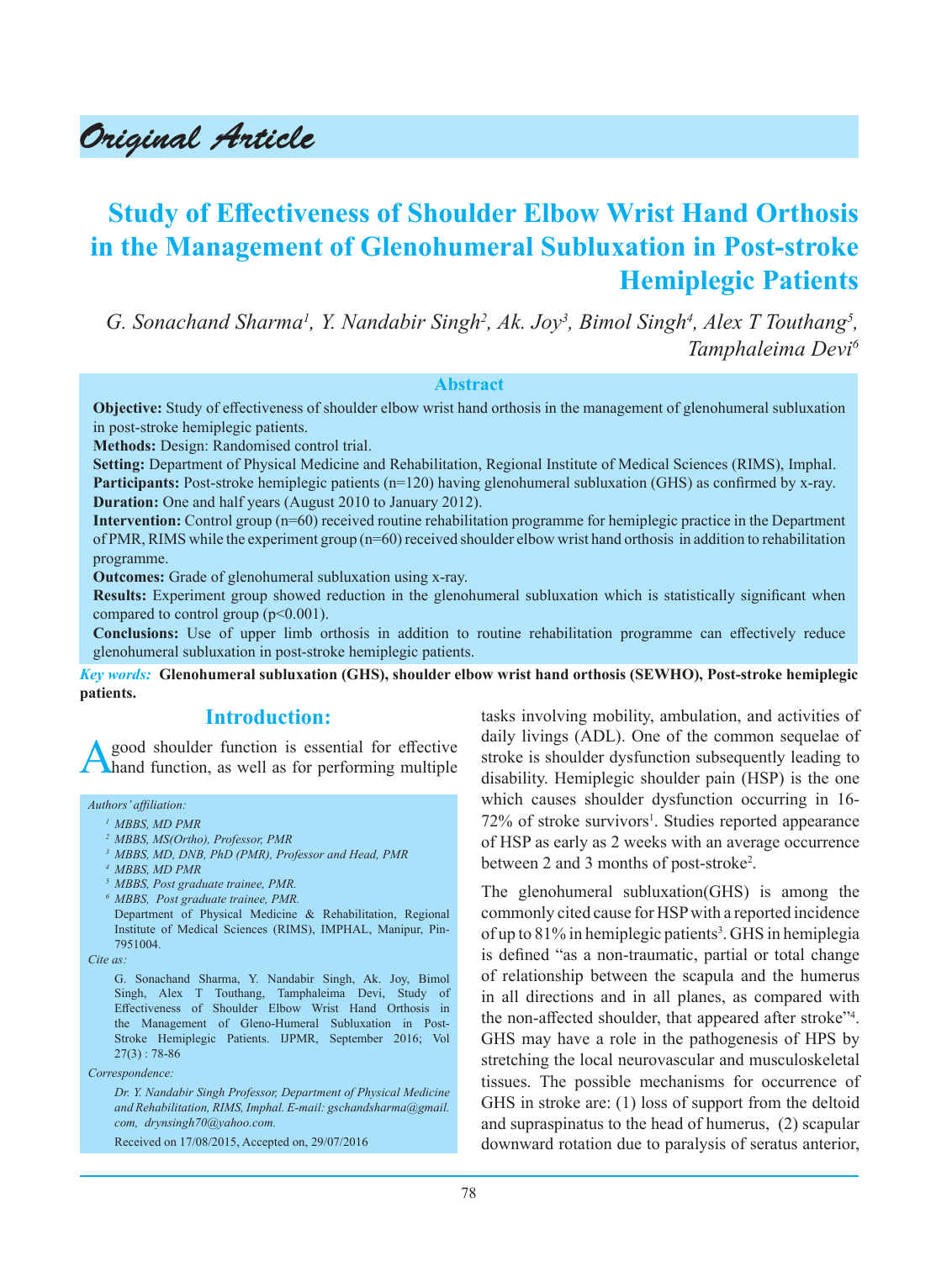# Original Article

## Study of Effectiveness of Shoulder Elbow Wrist Hand Orthosis in the Management of Glenohumeral Subluxation in Post-stroke Hemiplegic Patients

*G. Sonachand Sharma[1], Y. Nandabir Singh[2], Ak. Joy[3], Bimol Singh[4], Alex T Touthang[5], Tamphaleima Devi[6]*

### Abstract

**Objective:** Study of effectiveness of shoulder elbow wrist hand orthosis in the management of glenohumeral subluxation in post-stroke hemiplegic patients.

**Methods:** Design: Randomised control trial.

**Setting:** Department of Physical Medicine and Rehabilitation, Regional Institute of Medical Sciences (RIMS), Imphal.

**Participants:** Post-stroke hemiplegic patients (n=120) having glenohumeral subluxation (GHS) as confirmed by x-ray.

**Duration:** One and half years (August 2010 to January 2012).

**Intervention:** Control group (n=60) received routine rehabilitation programme for hemiplegic practice in the Department of PMR, RIMS while the experiment group (n=60) received shoulder elbow wrist hand orthosis in addition to rehabilitation programme.

**Outcomes:** Grade of glenohumeral subluxation using x-ray.

**Results:** Experiment group showed reduction in the glenohumeral subluxation which is statistically significant when compared to control group ($p<0.001$).

**Conclusions:** Use of upper limb orthosis in addition to routine rehabilitation programme can effectively reduce glenohumeral subluxation in post-stroke hemiplegic patients.

*Key words:* **Glenohumeral subluxation (GHS), shoulder elbow wrist hand orthosis (SEWHO), Post-stroke hemiplegic patients.**

## Introduction:

A good shoulder function is essential for effective hand function, as well as for performing multiple tasks involving mobility, ambulation, and activities of daily livings (ADL). One of the common sequelae of stroke is shoulder dysfunction subsequently leading to disability. Hemiplegic shoulder pain (HSP) is the one which causes shoulder dysfunction occurring in 16-72% of stroke survivors[1]. Studies reported appearance of HSP as early as 2 weeks with an average occurrence between 2 and 3 months of post-stroke[2].

The glenohumeral subluxation(GHS) is among the commonly cited cause for HSP with a reported incidence of up to 81% in hemiplegic patients[3]. GHS in hemiplegia is defined "as a non-traumatic, partial or total change of relationship between the scapula and the humerus in all directions and in all planes, as compared with the non-affected shoulder, that appeared after stroke"[4]. GHS may have a role in the pathogenesis of HPS by stretching the local neurovascular and musculoskeletal tissues. The possible mechanisms for occurrence of GHS in stroke are: (1) loss of support from the deltoid and supraspinatus to the head of humerus, (2) scapular downward rotation due to paralysis of seratus anterior,

---

*Authors' affiliation:*

[1] MBBS, MD PMR
[2] MBBS, MS(Ortho), Professor, PMR
[3] MBBS, MD, DNB, PhD (PMR), Professor and Head, PMR
[4] MBBS, MD PMR
[5] MBBS, Post graduate trainee, PMR.
[6] MBBS, Post graduate trainee, PMR.

Department of Physical Medicine & Rehabilitation, Regional Institute of Medical Sciences (RIMS), IMPHAL, Manipur, Pin-7951004.

*Cite as:*

G. Sonachand Sharma, Y. Nandabir Singh, Ak. Joy, Bimol Singh, Alex T Touthang, Tamphaleima Devi, Study of Effectiveness of Shoulder Elbow Wrist Hand Orthosis in the Management of Gleno-Humeral Subluxation in Post-Stroke Hemiplegic Patients. IJPMR, September 2016; Vol 27(3) : 78-86

*Correspondence:*

*Dr. Y. Nandabir Singh Professor, Department of Physical Medicine and Rehabilitation, RIMS, Imphal. E-mail: gschandsharma@gmail.com, drynsingh70@yahoo.com.*

Received on 17/08/2015, Accepted on, 29/07/2016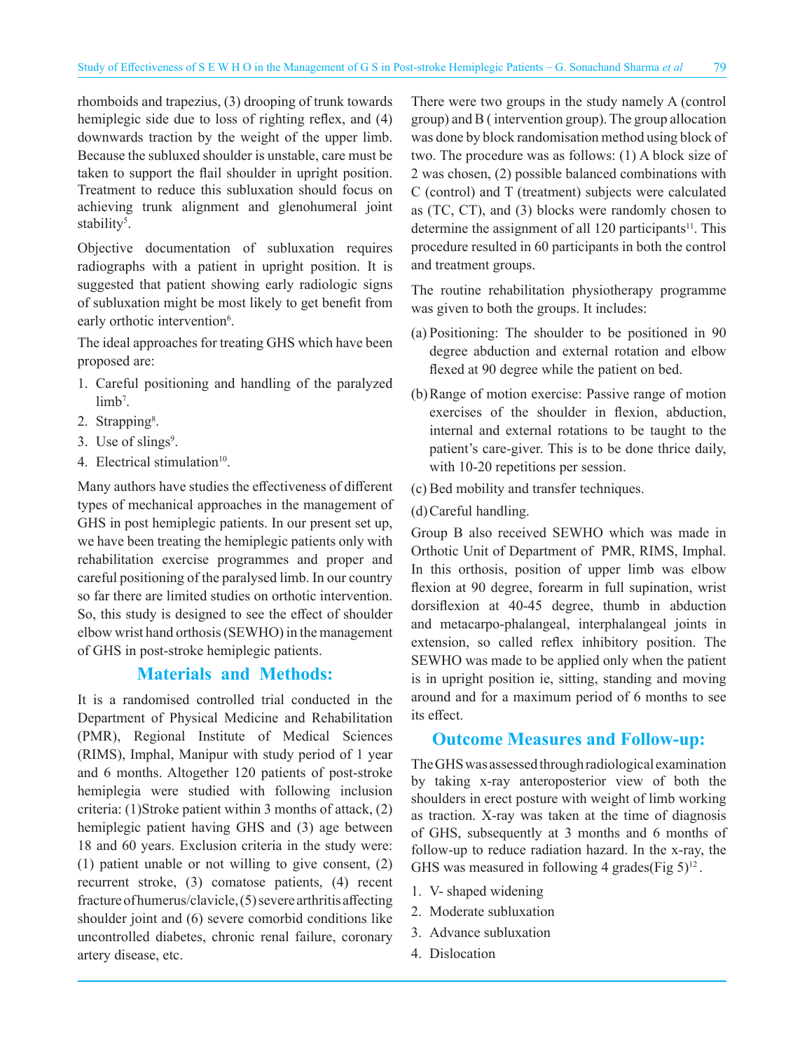rhomboids and trapezius, (3) drooping of trunk towards hemiplegic side due to loss of righting reflex, and (4) downwards traction by the weight of the upper limb. Because the subluxed shoulder is unstable, care must be taken to support the flail shoulder in upright position. Treatment to reduce this subluxation should focus on achieving trunk alignment and glenohumeral joint stability[5].

Objective documentation of subluxation requires radiographs with a patient in upright position. It is suggested that patient showing early radiologic signs of subluxation might be most likely to get benefit from early orthotic intervention[6].

The ideal approaches for treating GHS which have been proposed are:

1. Careful positioning and handling of the paralyzed limb[7].
2. Strapping[8].
3. Use of slings[9].
4. Electrical stimulation[10].

Many authors have studies the effectiveness of different types of mechanical approaches in the management of GHS in post hemiplegic patients. In our present set up, we have been treating the hemiplegic patients only with rehabilitation exercise programmes and proper and careful positioning of the paralysed limb. In our country so far there are limited studies on orthotic intervention. So, this study is designed to see the effect of shoulder elbow wrist hand orthosis (SEWHO) in the management of GHS in post-stroke hemiplegic patients.

## Materials and Methods:

It is a randomised controlled trial conducted in the Department of Physical Medicine and Rehabilitation (PMR), Regional Institute of Medical Sciences (RIMS), Imphal, Manipur with study period of 1 year and 6 months. Altogether 120 patients of post-stroke hemiplegia were studied with following inclusion criteria: (1)Stroke patient within 3 months of attack, (2) hemiplegic patient having GHS and (3) age between 18 and 60 years. Exclusion criteria in the study were: (1) patient unable or not willing to give consent, (2) recurrent stroke, (3) comatose patients, (4) recent fracture of humerus/clavicle, (5) severe arthritis affecting shoulder joint and (6) severe comorbid conditions like uncontrolled diabetes, chronic renal failure, coronary artery disease, etc.

There were two groups in the study namely A (control group) and B ( intervention group). The group allocation was done by block randomisation method using block of two. The procedure was as follows: (1) A block size of 2 was chosen, (2) possible balanced combinations with C (control) and T (treatment) subjects were calculated as (TC, CT), and (3) blocks were randomly chosen to determine the assignment of all 120 participants[11]. This procedure resulted in 60 participants in both the control and treatment groups.

The routine rehabilitation physiotherapy programme was given to both the groups. It includes:

(a) Positioning: The shoulder to be positioned in 90 degree abduction and external rotation and elbow flexed at 90 degree while the patient on bed.

(b) Range of motion exercise: Passive range of motion exercises of the shoulder in flexion, abduction, internal and external rotations to be taught to the patient's care-giver. This is to be done thrice daily, with 10-20 repetitions per session.

(c) Bed mobility and transfer techniques.

(d) Careful handling.

Group B also received SEWHO which was made in Orthotic Unit of Department of PMR, RIMS, Imphal. In this orthosis, position of upper limb was elbow flexion at 90 degree, forearm in full supination, wrist dorsiflexion at 40-45 degree, thumb in abduction and metacarpo-phalangeal, interphalangeal joints in extension, so called reflex inhibitory position. The SEWHO was made to be applied only when the patient is in upright position ie, sitting, standing and moving around and for a maximum period of 6 months to see its effect.

## Outcome Measures and Follow-up:

The GHS was assessed through radiological examination by taking x-ray anteroposterior view of both the shoulders in erect posture with weight of limb working as traction. X-ray was taken at the time of diagnosis of GHS, subsequently at 3 months and 6 months of follow-up to reduce radiation hazard. In the x-ray, the GHS was measured in following 4 grades(Fig 5)[12].

1. V- shaped widening
2. Moderate subluxation
3. Advance subluxation
4. Dislocation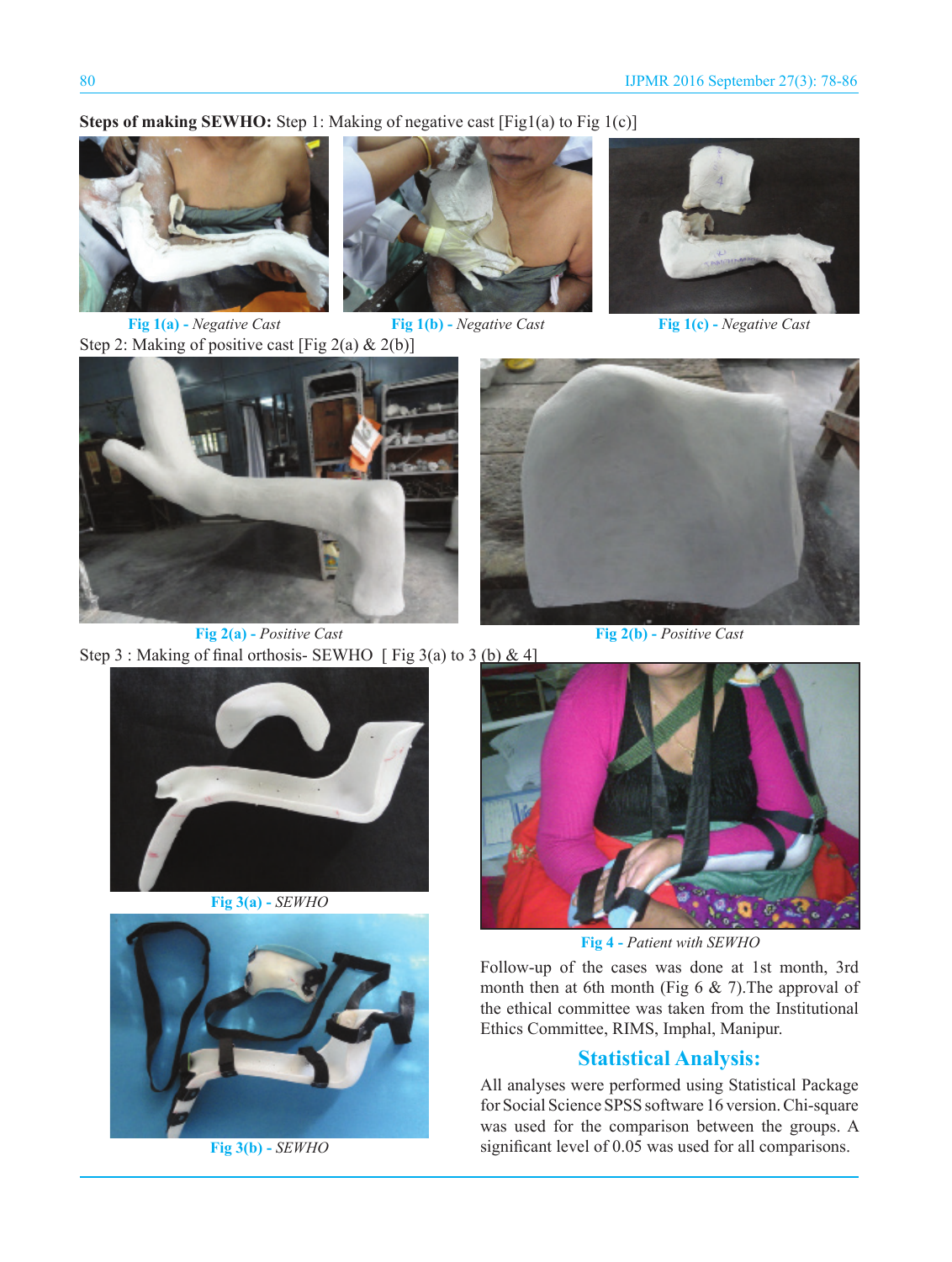**Steps of making SEWHO:** Step 1: Making of negative cast [Fig1(a) to Fig 1(c)]

**Fig 1(a)** - *Negative Cast*

**Fig 1(b)** - *Negative Cast*

**Fig 1(c)** - *Negative Cast*

Step 2: Making of positive cast [Fig 2(a) & 2(b)]

**Fig 2(a)** - *Positive Cast*

**Fig 2(b)** - *Positive Cast*

Step 3 : Making of final orthosis- SEWHO [ Fig 3(a) to 3 (b) & 4]

**Fig 3(a)** - *SEWHO*

**Fig 3(b)** - *SEWHO*

**Fig 4** - *Patient with SEWHO*

Follow-up of the cases was done at 1st month, 3rd month then at 6th month (Fig 6 & 7).The approval of the ethical committee was taken from the Institutional Ethics Committee, RIMS, Imphal, Manipur.

## Statistical Analysis:

All analyses were performed using Statistical Package for Social Science SPSS software 16 version. Chi-square was used for the comparison between the groups. A significant level of 0.05 was used for all comparisons.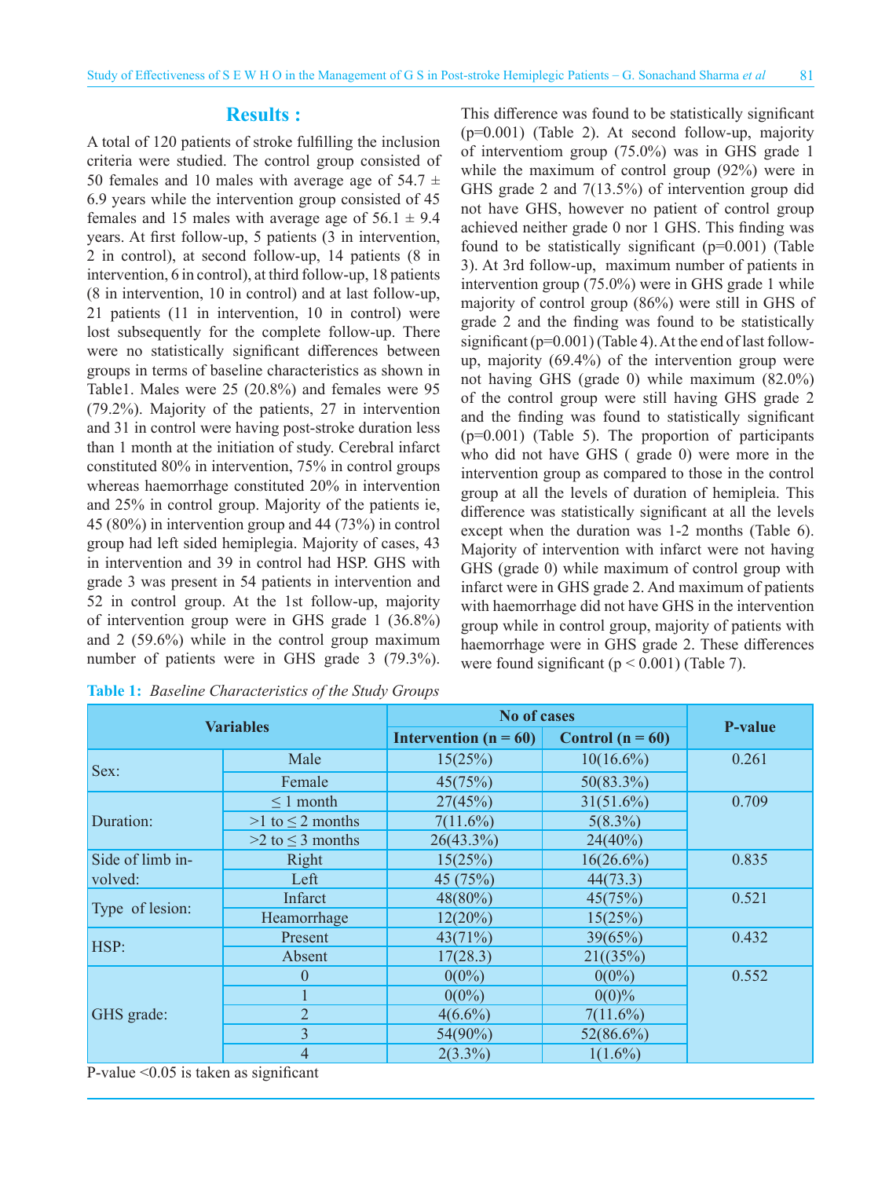## Results :

A total of 120 patients of stroke fulfilling the inclusion criteria were studied. The control group consisted of 50 females and 10 males with average age of 54.7 ± 6.9 years while the intervention group consisted of 45 females and 15 males with average age of 56.1 ± 9.4 years. At first follow-up, 5 patients (3 in intervention, 2 in control), at second follow-up, 14 patients (8 in intervention, 6 in control), at third follow-up, 18 patients (8 in intervention, 10 in control) and at last follow-up, 21 patients (11 in intervention, 10 in control) were lost subsequently for the complete follow-up. There were no statistically significant differences between groups in terms of baseline characteristics as shown in Table1. Males were 25 (20.8%) and females were 95 (79.2%). Majority of the patients, 27 in intervention and 31 in control were having post-stroke duration less than 1 month at the initiation of study. Cerebral infarct constituted 80% in intervention, 75% in control groups whereas haemorrhage constituted 20% in intervention and 25% in control group. Majority of the patients ie, 45 (80%) in intervention group and 44 (73%) in control group had left sided hemiplegia. Majority of cases, 43 in intervention and 39 in control had HSP. GHS with grade 3 was present in 54 patients in intervention and 52 in control group. At the 1st follow-up, majority of intervention group were in GHS grade 1 (36.8%) and 2 (59.6%) while in the control group maximum number of patients were in GHS grade 3 (79.3%). This difference was found to be statistically significant (p=0.001) (Table 2). At second follow-up, majority of interventiom group (75.0%) was in GHS grade 1 while the maximum of control group (92%) were in GHS grade 2 and 7(13.5%) of intervention group did not have GHS, however no patient of control group achieved neither grade 0 nor 1 GHS. This finding was found to be statistically significant (p=0.001) (Table 3). At 3rd follow-up, maximum number of patients in intervention group (75.0%) were in GHS grade 1 while majority of control group (86%) were still in GHS of grade 2 and the finding was found to be statistically significant (p=0.001) (Table 4). At the end of last follow-up, majority (69.4%) of the intervention group were not having GHS (grade 0) while maximum (82.0%) of the control group were still having GHS grade 2 and the finding was found to statistically significant (p=0.001) (Table 5). The proportion of participants who did not have GHS ( grade 0) were more in the intervention group as compared to those in the control group at all the levels of duration of hemipleia. This difference was statistically significant at all the levels except when the duration was 1-2 months (Table 6). Majority of intervention with infarct were not having GHS (grade 0) while maximum of control group with infarct were in GHS grade 2. And maximum of patients with haemorrhage did not have GHS in the intervention group while in control group, majority of patients with haemorrhage were in GHS grade 2. These differences were found significant (p < 0.001) (Table 7).

**Table 1:** *Baseline Characteristics of the Study Groups*

| Variables | | No of cases | | P-value |
|---|---|---|---|---|
| | | Intervention (n = 60) | Control (n = 60) | |
| Sex: | Male | 15(25%) | 10(16.6%) | 0.261 |
| | Female | 45(75%) | 50(83.3%) | |
| Duration: | ≤ 1 month | 27(45%) | 31(51.6%) | 0.709 |
| | >1 to ≤ 2 months | 7(11.6%) | 5(8.3%) | |
| | >2 to ≤ 3 months | 26(43.3%) | 24(40%) | |
| Side of limb involved: | Right | 15(25%) | 16(26.6%) | 0.835 |
| | Left | 45 (75%) | 44(73.3) | |
| Type of lesion: | Infarct | 48(80%) | 45(75%) | 0.521 |
| | Heamorrhage | 12(20%) | 15(25%) | |
| HSP: | Present | 43(71%) | 39(65%) | 0.432 |
| | Absent | 17(28.3) | 21((35%) | |
| GHS grade: | 0 | 0(0%) | 0(0%) | 0.552 |
| | 1 | 0(0%) | 0(0)% | |
| | 2 | 4(6.6%) | 7(11.6%) | |
| | 3 | 54(90%) | 52(86.6%) | |
| | 4 | 2(3.3%) | 1(1.6%) | |

P-value <0.05 is taken as significant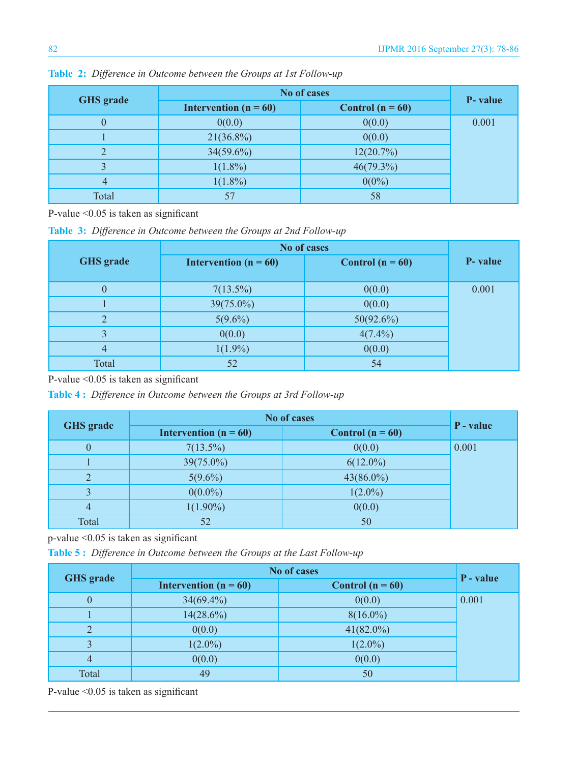**Table 2:** *Difference in Outcome between the Groups at 1st Follow-up*

| GHS grade | No of cases | | P- value |
|---|---|---|---|
| | Intervention (n = 60) | Control (n = 60) | |
| 0 | 0(0.0) | 0(0.0) | 0.001 |
| 1 | 21(36.8%) | 0(0.0) | |
| 2 | 34(59.6%) | 12(20.7%) | |
| 3 | 1(1.8%) | 46(79.3%) | |
| 4 | 1(1.8%) | 0(0%) | |
| Total | 57 | 58 | |

P-value <0.05 is taken as significant

**Table 3:** *Difference in Outcome between the Groups at 2nd Follow-up*

| GHS grade | No of cases | | P- value |
|---|---|---|---|
| | Intervention (n = 60) | Control (n = 60) | |
| 0 | 7(13.5%) | 0(0.0) | 0.001 |
| 1 | 39(75.0%) | 0(0.0) | |
| 2 | 5(9.6%) | 50(92.6%) | |
| 3 | 0(0.0) | 4(7.4%) | |
| 4 | 1(1.9%) | 0(0.0) | |
| Total | 52 | 54 | |

P-value <0.05 is taken as significant

**Table 4 :** *Difference in Outcome between the Groups at 3rd Follow-up*

| GHS grade | No of cases | | P - value |
|---|---|---|---|
| | Intervention (n = 60) | Control (n = 60) | |
| 0 | 7(13.5%) | 0(0.0) | 0.001 |
| 1 | 39(75.0%) | 6(12.0%) | |
| 2 | 5(9.6%) | 43(86.0%) | |
| 3 | 0(0.0%) | 1(2.0%) | |
| 4 | 1(1.90%) | 0(0.0) | |
| Total | 52 | 50 | |

p-value <0.05 is taken as significant

**Table 5 :** *Difference in Outcome between the Groups at the Last Follow-up*

| GHS grade | No of cases | | P - value |
|---|---|---|---|
| | Intervention (n = 60) | Control (n = 60) | |
| 0 | 34(69.4%) | 0(0.0) | 0.001 |
| 1 | 14(28.6%) | 8(16.0%) | |
| 2 | 0(0.0) | 41(82.0%) | |
| 3 | 1(2.0%) | 1(2.0%) | |
| 4 | 0(0.0) | 0(0.0) | |
| Total | 49 | 50 | |

P-value <0.05 is taken as significant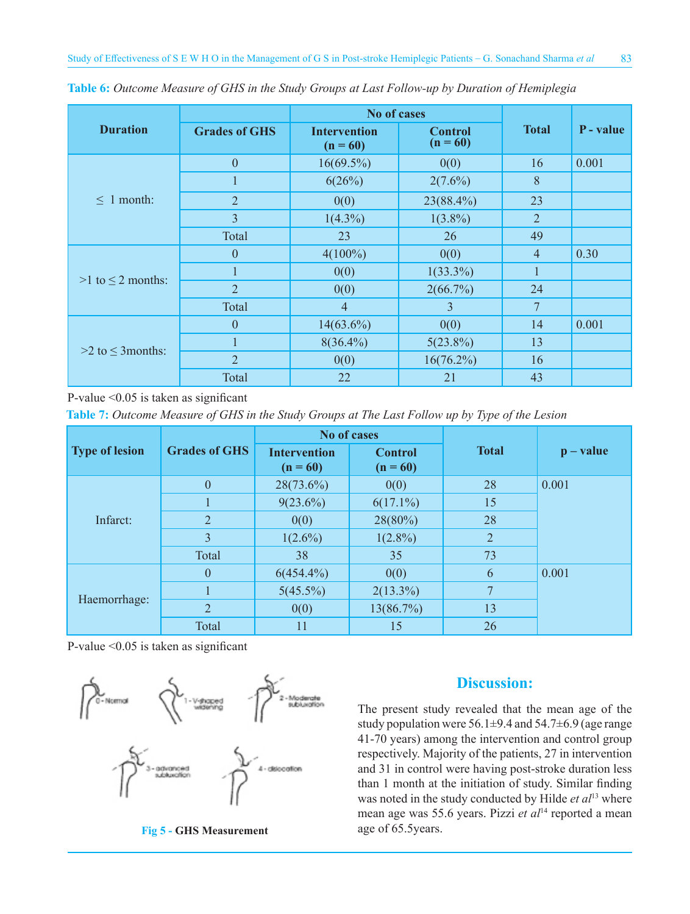**Table 6:** *Outcome Measure of GHS in the Study Groups at Last Follow-up by Duration of Hemiplegia*

| Duration | Grades of GHS | No of cases | | Total | P - value |
|---|---|---|---|---|---|
| | | Intervention (n = 60) | Control (n = 60) | | |
| ≤ 1 month: | 0 | 16(69.5%) | 0(0) | 16 | 0.001 |
| | 1 | 6(26%) | 2(7.6%) | 8 | |
| | 2 | 0(0) | 23(88.4%) | 23 | |
| | 3 | 1(4.3%) | 1(3.8%) | 2 | |
| | Total | 23 | 26 | 49 | |
| >1 to ≤ 2 months: | 0 | 4(100%) | 0(0) | 4 | 0.30 |
| | 1 | 0(0) | 1(33.3%) | 1 | |
| | 2 | 0(0) | 2(66.7%) | 24 | |
| | Total | 4 | 3 | 7 | |
| >2 to ≤ 3months: | 0 | 14(63.6%) | 0(0) | 14 | 0.001 |
| | 1 | 8(36.4%) | 5(23.8%) | 13 | |
| | 2 | 0(0) | 16(76.2%) | 16 | |
| | Total | 22 | 21 | 43 | |

P-value <0.05 is taken as significant

**Table 7:** *Outcome Measure of GHS in the Study Groups at The Last Follow up by Type of the Lesion*

| Type of lesion | Grades of GHS | No of cases | | Total | p – value |
|---|---|---|---|---|---|
| | | Intervention (n = 60) | Control (n = 60) | | |
| Infarct: | 0 | 28(73.6%) | 0(0) | 28 | 0.001 |
| | 1 | 9(23.6%) | 6(17.1%) | 15 | |
| | 2 | 0(0) | 28(80%) | 28 | |
| | 3 | 1(2.6%) | 1(2.8%) | 2 | |
| | Total | 38 | 35 | 73 | |
| Haemorrhage: | 0 | 6(454.4%) | 0(0) | 6 | 0.001 |
| | 1 | 5(45.5%) | 2(13.3%) | 7 | |
| | 2 | 0(0) | 13(86.7%) | 13 | |
| | Total | 11 | 15 | 26 | |

P-value <0.05 is taken as significant

0 - Normal, 1 - V-shaped widening, 2 - Moderate subluxation, 3 - advanced subluxation, 4 - dislocation

**Fig 5 - GHS Measurement**

## Discussion:

The present study revealed that the mean age of the study population were 56.1±9.4 and 54.7±6.9 (age range 41-70 years) among the intervention and control group respectively. Majority of the patients, 27 in intervention and 31 in control were having post-stroke duration less than 1 month at the initiation of study. Similar finding was noted in the study conducted by Hilde *et al*[13] where mean age was 55.6 years. Pizzi *et al*[14] reported a mean age of 65.5years.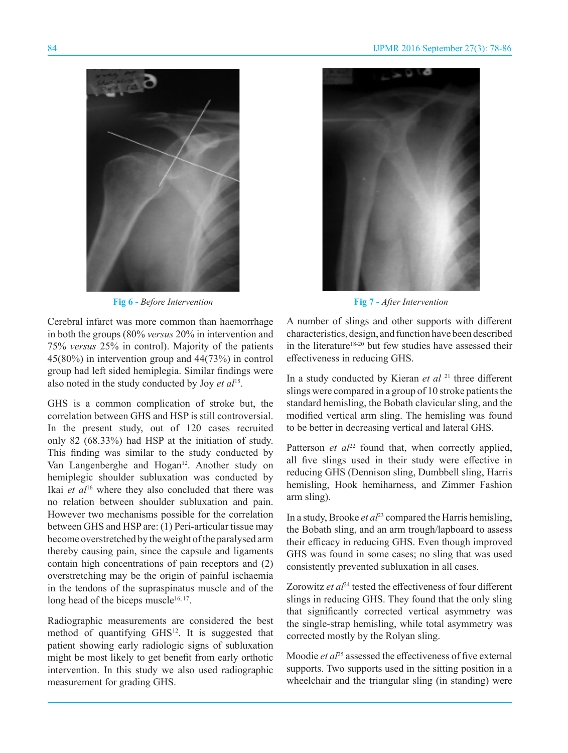Fig 6 - *Before Intervention*

Fig 7 - *After Intervention*

Cerebral infarct was more common than haemorrhage in both the groups (80% *versus* 20% in intervention and 75% *versus* 25% in control). Majority of the patients 45(80%) in intervention group and 44(73%) in control group had left sided hemiplegia. Similar findings were also noted in the study conducted by Joy *et al*[15].

GHS is a common complication of stroke but, the correlation between GHS and HSP is still controversial. In the present study, out of 120 cases recruited only 82 (68.33%) had HSP at the initiation of study. This finding was similar to the study conducted by Van Langenberghe and Hogan[12]. Another study on hemiplegic shoulder subluxation was conducted by Ikai *et al*[16] where they also concluded that there was no relation between shoulder subluxation and pain. However two mechanisms possible for the correlation between GHS and HSP are: (1) Peri-articular tissue may become overstretched by the weight of the paralysed arm thereby causing pain, since the capsule and ligaments contain high concentrations of pain receptors and (2) overstretching may be the origin of painful ischaemia in the tendons of the supraspinatus muscle and of the long head of the biceps muscle[16, 17].

Radiographic measurements are considered the best method of quantifying GHS[12]. It is suggested that patient showing early radiologic signs of subluxation might be most likely to get benefit from early orthotic intervention. In this study we also used radiographic measurement for grading GHS.

A number of slings and other supports with different characteristics, design, and function have been described in the literature[18-20] but few studies have assessed their effectiveness in reducing GHS.

In a study conducted by Kieran *et al* [21] three different slings were compared in a group of 10 stroke patients the standard hemisling, the Bobath clavicular sling, and the modified vertical arm sling. The hemisling was found to be better in decreasing vertical and lateral GHS.

Patterson *et al*[22] found that, when correctly applied, all five slings used in their study were effective in reducing GHS (Dennison sling, Dumbbell sling, Harris hemisling, Hook hemiharness, and Zimmer Fashion arm sling).

In a study, Brooke *et al*[23] compared the Harris hemisling, the Bobath sling, and an arm trough/lapboard to assess their efficacy in reducing GHS. Even though improved GHS was found in some cases; no sling that was used consistently prevented subluxation in all cases.

Zorowitz *et al*[24] tested the effectiveness of four different slings in reducing GHS. They found that the only sling that significantly corrected vertical asymmetry was the single-strap hemisling, while total asymmetry was corrected mostly by the Rolyan sling.

Moodie *et al*[25] assessed the effectiveness of five external supports. Two supports used in the sitting position in a wheelchair and the triangular sling (in standing) were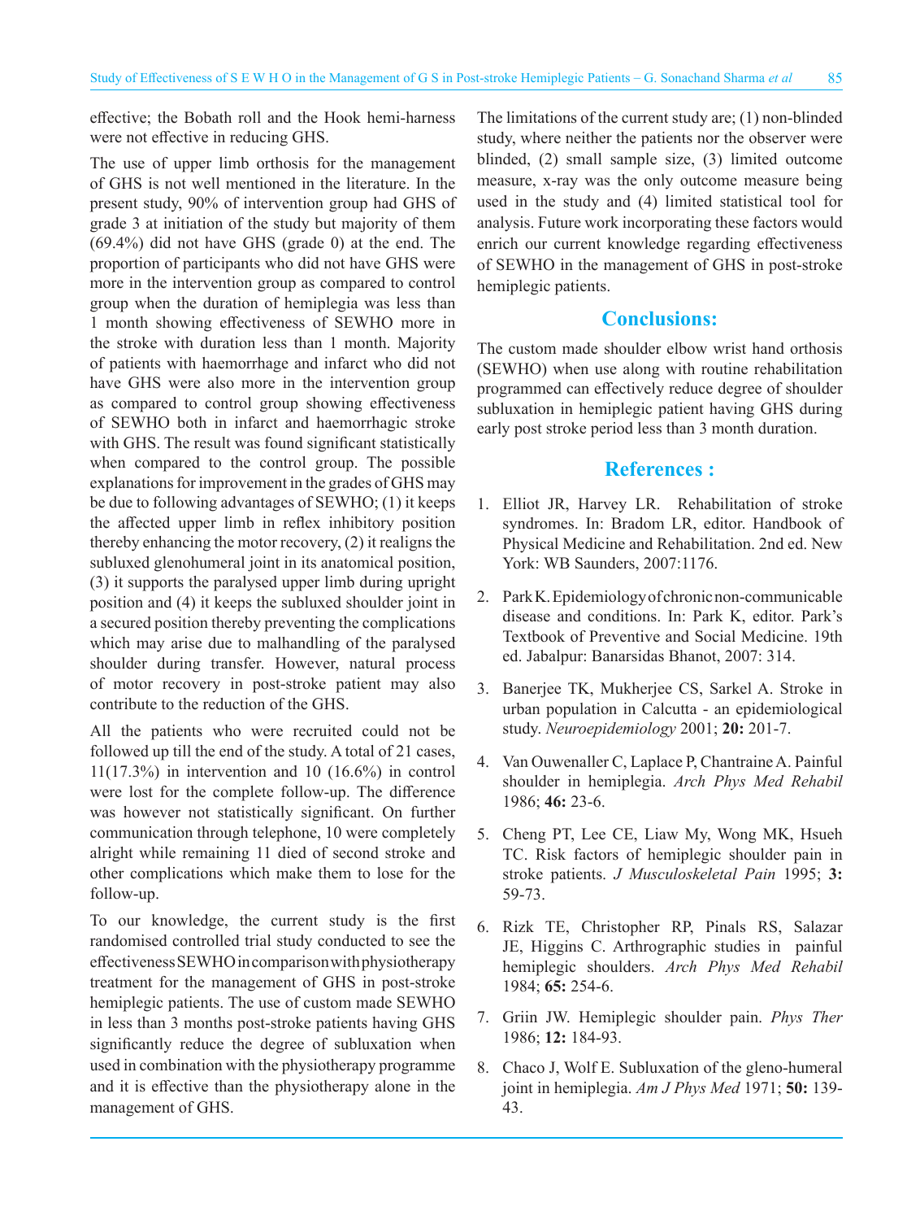effective; the Bobath roll and the Hook hemi-harness were not effective in reducing GHS.

The use of upper limb orthosis for the management of GHS is not well mentioned in the literature. In the present study, 90% of intervention group had GHS of grade 3 at initiation of the study but majority of them (69.4%) did not have GHS (grade 0) at the end. The proportion of participants who did not have GHS were more in the intervention group as compared to control group when the duration of hemiplegia was less than 1 month showing effectiveness of SEWHO more in the stroke with duration less than 1 month. Majority of patients with haemorrhage and infarct who did not have GHS were also more in the intervention group as compared to control group showing effectiveness of SEWHO both in infarct and haemorrhagic stroke with GHS. The result was found significant statistically when compared to the control group. The possible explanations for improvement in the grades of GHS may be due to following advantages of SEWHO; (1) it keeps the affected upper limb in reflex inhibitory position thereby enhancing the motor recovery, (2) it realigns the subluxed glenohumeral joint in its anatomical position, (3) it supports the paralysed upper limb during upright position and (4) it keeps the subluxed shoulder joint in a secured position thereby preventing the complications which may arise due to malhandling of the paralysed shoulder during transfer. However, natural process of motor recovery in post-stroke patient may also contribute to the reduction of the GHS.

All the patients who were recruited could not be followed up till the end of the study. A total of 21 cases, 11(17.3%) in intervention and 10 (16.6%) in control were lost for the complete follow-up. The difference was however not statistically significant. On further communication through telephone, 10 were completely alright while remaining 11 died of second stroke and other complications which make them to lose for the follow-up.

To our knowledge, the current study is the first randomised controlled trial study conducted to see the effectiveness SEWHO in comparison with physiotherapy treatment for the management of GHS in post-stroke hemiplegic patients. The use of custom made SEWHO in less than 3 months post-stroke patients having GHS significantly reduce the degree of subluxation when used in combination with the physiotherapy programme and it is effective than the physiotherapy alone in the management of GHS.

The limitations of the current study are; (1) non-blinded study, where neither the patients nor the observer were blinded, (2) small sample size, (3) limited outcome measure, x-ray was the only outcome measure being used in the study and (4) limited statistical tool for analysis. Future work incorporating these factors would enrich our current knowledge regarding effectiveness of SEWHO in the management of GHS in post-stroke hemiplegic patients.

## Conclusions:

The custom made shoulder elbow wrist hand orthosis (SEWHO) when use along with routine rehabilitation programmed can effectively reduce degree of shoulder subluxation in hemiplegic patient having GHS during early post stroke period less than 3 month duration.

## References :

1. Elliot JR, Harvey LR. Rehabilitation of stroke syndromes. In: Bradom LR, editor. Handbook of Physical Medicine and Rehabilitation. 2nd ed. New York: WB Saunders, 2007:1176.
2. Park K. Epidemiology of chronic non-communicable disease and conditions. In: Park K, editor. Park's Textbook of Preventive and Social Medicine. 19th ed. Jabalpur: Banarsidas Bhanot, 2007: 314.
3. Banerjee TK, Mukherjee CS, Sarkel A. Stroke in urban population in Calcutta - an epidemiological study. *Neuroepidemiology* 2001; **20:** 201-7.
4. Van Ouwenaller C, Laplace P, Chantraine A. Painful shoulder in hemiplegia. *Arch Phys Med Rehabil* 1986; **46:** 23-6.
5. Cheng PT, Lee CE, Liaw My, Wong MK, Hsueh TC. Risk factors of hemiplegic shoulder pain in stroke patients. *J Musculoskeletal Pain* 1995; **3:** 59-73.
6. Rizk TE, Christopher RP, Pinals RS, Salazar JE, Higgins C. Arthrographic studies in painful hemiplegic shoulders. *Arch Phys Med Rehabil* 1984; **65:** 254-6.
7. Griin JW. Hemiplegic shoulder pain. *Phys Ther* 1986; **12:** 184-93.
8. Chaco J, Wolf E. Subluxation of the gleno-humeral joint in hemiplegia. *Am J Phys Med* 1971; **50:** 139-43.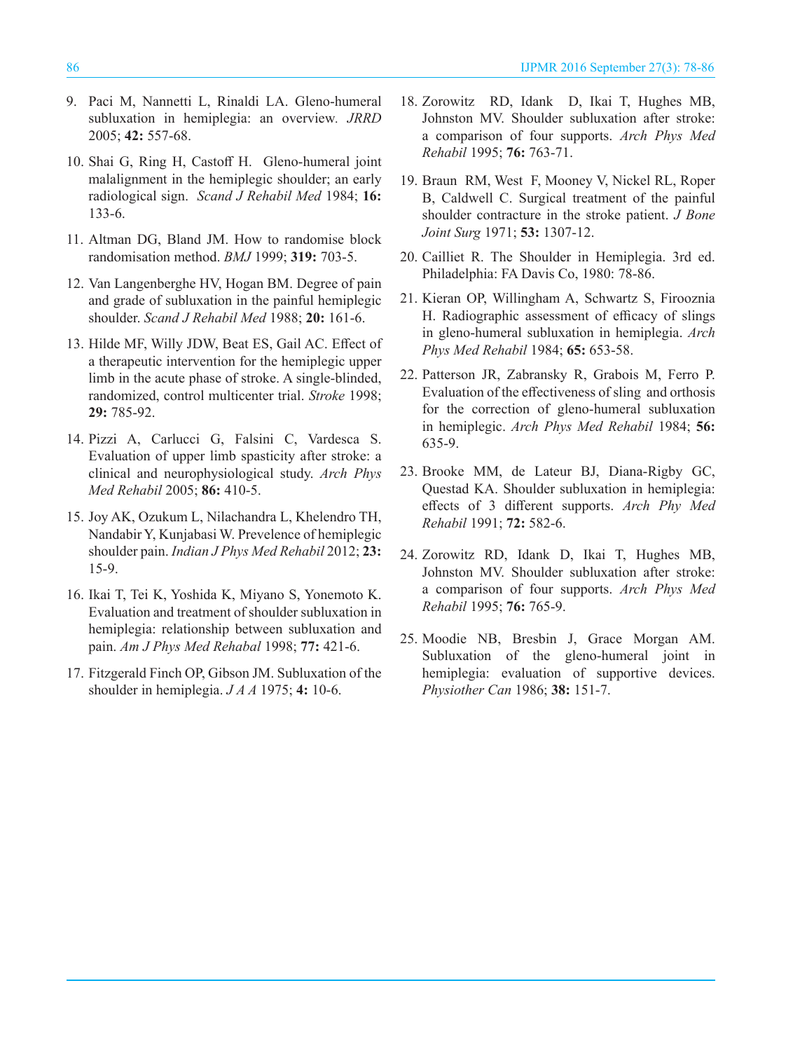9. Paci M, Nannetti L, Rinaldi LA. Gleno-humeral subluxation in hemiplegia: an overview. *JRRD* 2005; **42:** 557-68.

10. Shai G, Ring H, Castoff H. Gleno-humeral joint malalignment in the hemiplegic shoulder; an early radiological sign. *Scand J Rehabil Med* 1984; **16:** 133-6.

11. Altman DG, Bland JM. How to randomise block randomisation method. *BMJ* 1999; **319:** 703-5.

12. Van Langenberghe HV, Hogan BM. Degree of pain and grade of subluxation in the painful hemiplegic shoulder. *Scand J Rehabil Med* 1988; **20:** 161-6.

13. Hilde MF, Willy JDW, Beat ES, Gail AC. Effect of a therapeutic intervention for the hemiplegic upper limb in the acute phase of stroke. A single-blinded, randomized, control multicenter trial. *Stroke* 1998; **29:** 785-92.

14. Pizzi A, Carlucci G, Falsini C, Vardesca S. Evaluation of upper limb spasticity after stroke: a clinical and neurophysiological study. *Arch Phys Med Rehabil* 2005; **86:** 410-5.

15. Joy AK, Ozukum L, Nilachandra L, Khelendro TH, Nandabir Y, Kunjabasi W. Prevelence of hemiplegic shoulder pain. *Indian J Phys Med Rehabil* 2012; **23:** 15-9.

16. Ikai T, Tei K, Yoshida K, Miyano S, Yonemoto K. Evaluation and treatment of shoulder subluxation in hemiplegia: relationship between subluxation and pain. *Am J Phys Med Rehabal* 1998; **77:** 421-6.

17. Fitzgerald Finch OP, Gibson JM. Subluxation of the shoulder in hemiplegia. *J A A* 1975; **4:** 10-6.

18. Zorowitz RD, Idank D, Ikai T, Hughes MB, Johnston MV. Shoulder subluxation after stroke: a comparison of four supports. *Arch Phys Med Rehabil* 1995; **76:** 763-71.

19. Braun RM, West F, Mooney V, Nickel RL, Roper B, Caldwell C. Surgical treatment of the painful shoulder contracture in the stroke patient. *J Bone Joint Surg* 1971; **53:** 1307-12.

20. Cailliet R. The Shoulder in Hemiplegia. 3rd ed. Philadelphia: FA Davis Co, 1980: 78-86.

21. Kieran OP, Willingham A, Schwartz S, Firooznia H. Radiographic assessment of efficacy of slings in gleno-humeral subluxation in hemiplegia. *Arch Phys Med Rehabil* 1984; **65:** 653-58.

22. Patterson JR, Zabransky R, Grabois M, Ferro P. Evaluation of the effectiveness of sling and orthosis for the correction of gleno-humeral subluxation in hemiplegic. *Arch Phys Med Rehabil* 1984; **56:** 635-9.

23. Brooke MM, de Lateur BJ, Diana-Rigby GC, Questad KA. Shoulder subluxation in hemiplegia: effects of 3 different supports. *Arch Phy Med Rehabil* 1991; **72:** 582-6.

24. Zorowitz RD, Idank D, Ikai T, Hughes MB, Johnston MV. Shoulder subluxation after stroke: a comparison of four supports. *Arch Phys Med Rehabil* 1995; **76:** 765-9.

25. Moodie NB, Bresbin J, Grace Morgan AM. Subluxation of the gleno-humeral joint in hemiplegia: evaluation of supportive devices. *Physiother Can* 1986; **38:** 151-7.